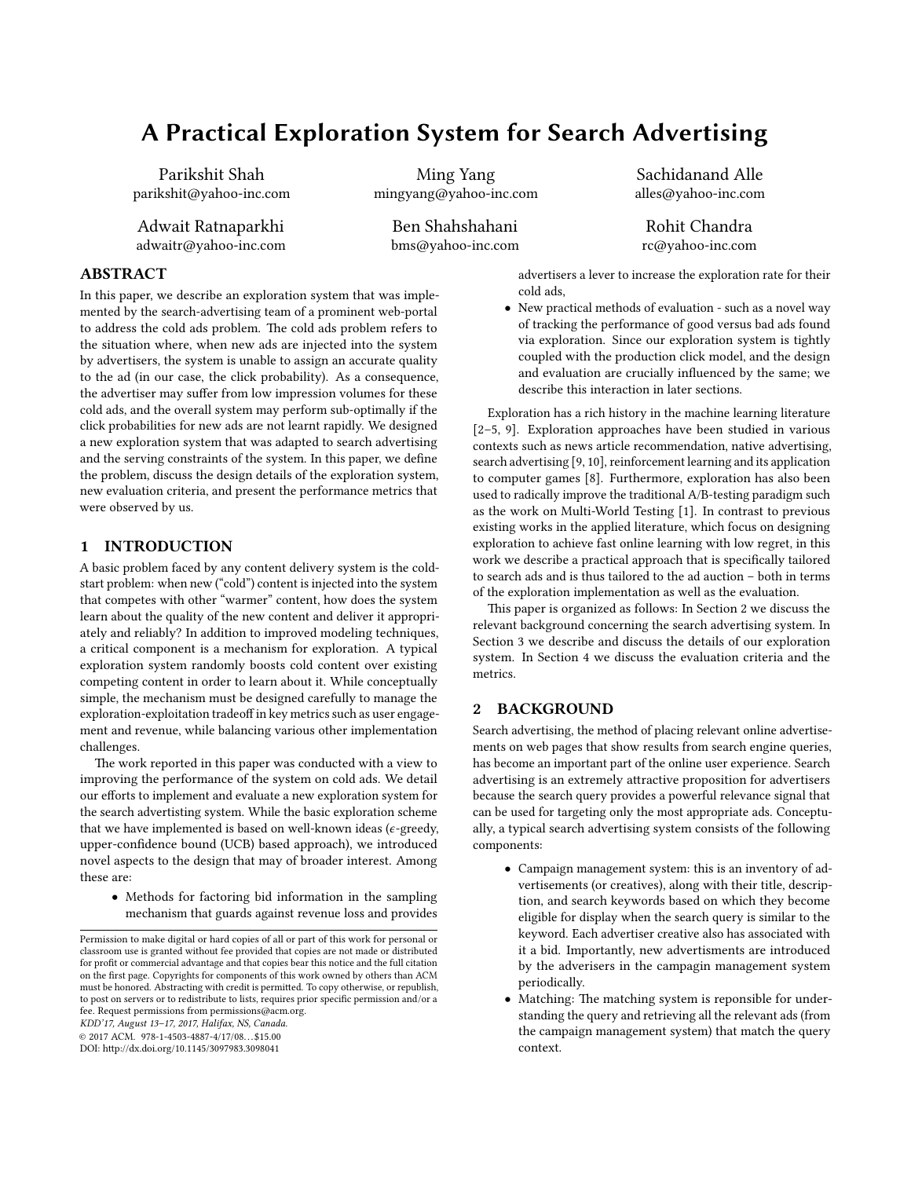# A Practical Exploration System for Search Advertising

Parikshit Shah
parikshit@yahoo-inc.com

Ming Yang
mingyang@yahoo-inc.com

Sachidanand Alle
alles@yahoo-inc.com

Adwait Ratnaparkhi
adwaitr@yahoo-inc.com

Ben Shahshahani
bms@yahoo-inc.com

Rohit Chandra
rc@yahoo-inc.com

## ABSTRACT

In this paper, we describe an exploration system that was implemented by the search-advertising team of a prominent web-portal to address the cold ads problem. The cold ads problem refers to the situation where, when new ads are injected into the system by advertisers, the system is unable to assign an accurate quality to the ad (in our case, the click probability). As a consequence, the advertiser may suffer from low impression volumes for these cold ads, and the overall system may perform sub-optimally if the click probabilities for new ads are not learnt rapidly. We designed a new exploration system that was adapted to search advertising and the serving constraints of the system. In this paper, we define the problem, discuss the design details of the exploration system, new evaluation criteria, and present the performance metrics that were observed by us.

## 1 INTRODUCTION

A basic problem faced by any content delivery system is the cold-start problem: when new ("cold") content is injected into the system that competes with other "warmer" content, how does the system learn about the quality of the new content and deliver it appropriately and reliably? In addition to improved modeling techniques, a critical component is a mechanism for exploration. A typical exploration system randomly boosts cold content over existing competing content in order to learn about it. While conceptually simple, the mechanism must be designed carefully to manage the exploration-exploitation tradeoff in key metrics such as user engagement and revenue, while balancing various other implementation challenges.

The work reported in this paper was conducted with a view to improving the performance of the system on cold ads. We detail our efforts to implement and evaluate a new exploration system for the search advertisting system. While the basic exploration scheme that we have implemented is based on well-known ideas ($\epsilon$-greedy, upper-confidence bound (UCB) based approach), we introduced novel aspects to the design that may of broader interest. Among these are:

- Methods for factoring bid information in the sampling mechanism that guards against revenue loss and provides advertisers a lever to increase the exploration rate for their cold ads,
- New practical methods of evaluation - such as a novel way of tracking the performance of good versus bad ads found via exploration. Since our exploration system is tightly coupled with the production click model, and the design and evaluation are crucially influenced by the same; we describe this interaction in later sections.

Exploration has a rich history in the machine learning literature [2–5, 9]. Exploration approaches have been studied in various contexts such as news article recommendation, native advertising, search advertising [9, 10], reinforcement learning and its application to computer games [8]. Furthermore, exploration has also been used to radically improve the traditional A/B-testing paradigm such as the work on Multi-World Testing [1]. In contrast to previous existing works in the applied literature, which focus on designing exploration to achieve fast online learning with low regret, in this work we describe a practical approach that is specifically tailored to search ads and is thus tailored to the ad auction – both in terms of the exploration implementation as well as the evaluation.

This paper is organized as follows: In Section 2 we discuss the relevant background concerning the search advertising system. In Section 3 we describe and discuss the details of our exploration system. In Section 4 we discuss the evaluation criteria and the metrics.

## 2 BACKGROUND

Search advertising, the method of placing relevant online advertisements on web pages that show results from search engine queries, has become an important part of the online user experience. Search advertising is an extremely attractive proposition for advertisers because the search query provides a powerful relevance signal that can be used for targeting only the most appropriate ads. Conceptually, a typical search advertising system consists of the following components:

- Campaign management system: this is an inventory of advertisements (or creatives), along with their title, description, and search keywords based on which they become eligible for display when the search query is similar to the keyword. Each advertiser creative also has associated with it a bid. Importantly, new advertisments are introduced by the adverisers in the campaign management system periodically.
- Matching: The matching system is reponsible for understanding the query and retrieving all the relevant ads (from the campaign management system) that match the query context.

Permission to make digital or hard copies of all or part of this work for personal or classroom use is granted without fee provided that copies are not made or distributed for profit or commercial advantage and that copies bear this notice and the full citation on the first page. Copyrights for components of this work owned by others than ACM must be honored. Abstracting with credit is permitted. To copy otherwise, or republish, to post on servers or to redistribute to lists, requires prior specific permission and/or a fee. Request permissions from permissions@acm.org.
*KDD'17, August 13–17, 2017, Halifax, NS, Canada.*
© 2017 ACM. 978-1-4503-4887-4/17/08…$15.00
DOI: http://dx.doi.org/10.1145/3097983.3098041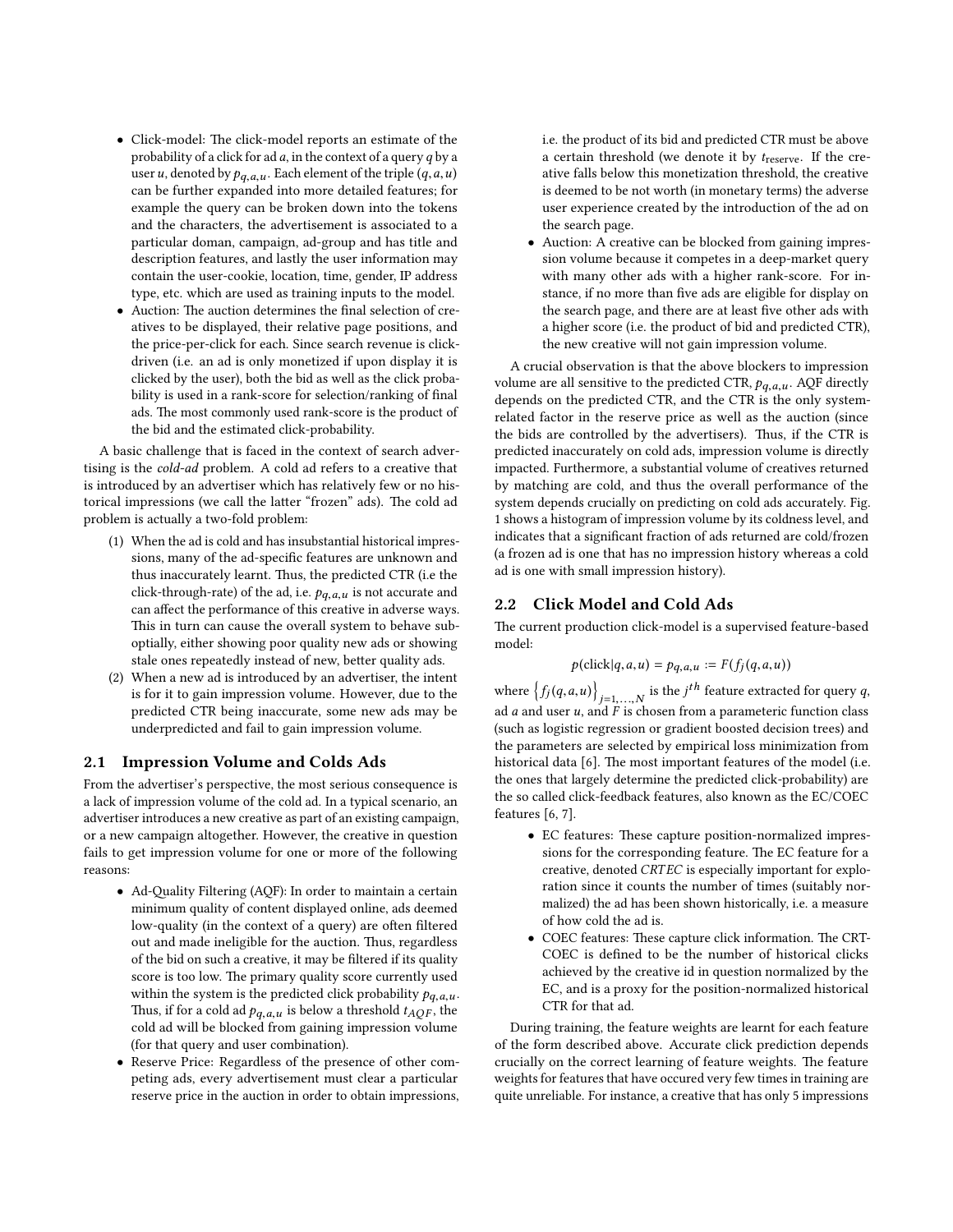- Click-model: The click-model reports an estimate of the probability of a click for ad $a$, in the context of a query $q$ by a user $u$, denoted by $p_{q,a,u}$. Each element of the triple $(q, a, u)$ can be further expanded into more detailed features; for example the query can be broken down into the tokens and the characters, the advertisement is associated to a particular doman, campaign, ad-group and has title and description features, and lastly the user information may contain the user-cookie, location, time, gender, IP address type, etc. which are used as training inputs to the model.
- Auction: The auction determines the final selection of creatives to be displayed, their relative page positions, and the price-per-click for each. Since search revenue is click-driven (i.e. an ad is only monetized if upon display it is clicked by the user), both the bid as well as the click probability is used in a rank-score for selection/ranking of final ads. The most commonly used rank-score is the product of the bid and the estimated click-probability.

A basic challenge that is faced in the context of search advertising is the *cold-ad* problem. A cold ad refers to a creative that is introduced by an advertiser which has relatively few or no historical impressions (we call the latter "frozen" ads). The cold ad problem is actually a two-fold problem:

1. When the ad is cold and has insubstantial historical impressions, many of the ad-specific features are unknown and thus inaccurately learnt. Thus, the predicted CTR (i.e the click-through-rate) of the ad, i.e. $p_{q,a,u}$ is not accurate and can affect the performance of this creative in adverse ways. This in turn can cause the overall system to behave suboptially, either showing poor quality new ads or showing stale ones repeatedly instead of new, better quality ads.
2. When a new ad is introduced by an advertiser, the intent is for it to gain impression volume. However, due to the predicted CTR being inaccurate, some new ads may be underpredicted and fail to gain impression volume.

## 2.1 Impression Volume and Colds Ads

From the advertiser's perspective, the most serious consequence is a lack of impression volume of the cold ad. In a typical scenario, an advertiser introduces a new creative as part of an existing campaign, or a new campaign altogether. However, the creative in question fails to get impression volume for one or more of the following reasons:

- Ad-Quality Filtering (AQF): In order to maintain a certain minimum quality of content displayed online, ads deemed low-quality (in the context of a query) are often filtered out and made ineligible for the auction. Thus, regardless of the bid on such a creative, it may be filtered if its quality score is too low. The primary quality score currently used within the system is the predicted click probability $p_{q,a,u}$. Thus, if for a cold ad $p_{q,a,u}$ is below a threshold $t_{AQF}$, the cold ad will be blocked from gaining impression volume (for that query and user combination).
- Reserve Price: Regardless of the presence of other competing ads, every advertisement must clear a particular reserve price in the auction in order to obtain impressions, i.e. the product of its bid and predicted CTR must be above a certain threshold (we denote it by $t_{\text{reserve}}$. If the creative falls below this monetization threshold, the creative is deemed to be not worth (in monetary terms) the adverse user experience created by the introduction of the ad on the search page.
- Auction: A creative can be blocked from gaining impression volume because it competes in a deep-market query with many other ads with a higher rank-score. For instance, if no more than five ads are eligible for display on the search page, and there are at least five other ads with a higher score (i.e. the product of bid and predicted CTR), the new creative will not gain impression volume.

A crucial observation is that the above blockers to impression volume are all sensitive to the predicted CTR, $p_{q,a,u}$. AQF directly depends on the predicted CTR, and the CTR is the only system-related factor in the reserve price as well as the auction (since the bids are controlled by the advertisers). Thus, if the CTR is predicted inaccurately on cold ads, impression volume is directly impacted. Furthermore, a substantial volume of creatives returned by matching are cold, and thus the overall performance of the system depends crucially on predicting on cold ads accurately. Fig. 1 shows a histogram of impression volume by its coldness level, and indicates that a significant fraction of ads returned are cold/frozen (a frozen ad is one that has no impression history whereas a cold ad is one with small impression history).

## 2.2 Click Model and Cold Ads

The current production click-model is a supervised feature-based model:

$$p(\text{click}|q, a, u) = p_{q,a,u} := F(f_j(q, a, u))$$

where $\left\{f_j(q, a, u)\right\}_{j=1,\ldots,N}$ is the $j^{th}$ feature extracted for query $q$, ad $a$ and user $u$, and $F$ is chosen from a parameteric function class (such as logistic regression or gradient boosted decision trees) and the parameters are selected by empirical loss minimization from historical data [6]. The most important features of the model (i.e. the ones that largely determine the predicted click-probability) are the so called click-feedback features, also known as the EC/COEC features [6, 7].

- EC features: These capture position-normalized impressions for the corresponding feature. The EC feature for a creative, denoted *CRTEC* is especially important for exploration since it counts the number of times (suitably normalized) the ad has been shown historically, i.e. a measure of how cold the ad is.
- COEC features: These capture click information. The CRT-COEC is defined to be the number of historical clicks achieved by the creative id in question normalized by the EC, and is a proxy for the position-normalized historical CTR for that ad.

During training, the feature weights are learnt for each feature of the form described above. Accurate click prediction depends crucially on the correct learning of feature weights. The feature weights for features that have occured very few times in training are quite unreliable. For instance, a creative that has only 5 impressions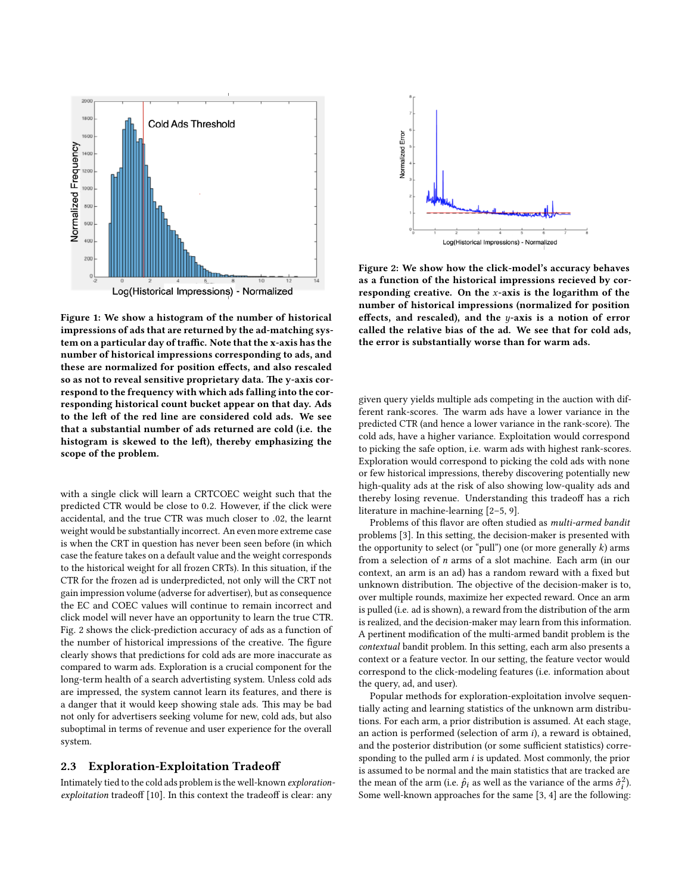Normalized Frequency

Cold Ads Threshold

Log(Historical Impressions) - Normalized

**Figure 1: We show a histogram of the number of historical impressions of ads that are returned by the ad-matching system on a particular day of traffic. Note that the x-axis has the number of historical impressions corresponding to ads, and these are normalized for position effects, and also rescaled so as not to reveal sensitive proprietary data. The y-axis correspond to the frequency with which ads falling into the corresponding historical count bucket appear on that day. Ads to the left of the red line are considered cold ads. We see that a substantial number of ads returned are cold (i.e. the histogram is skewed to the left), thereby emphasizing the scope of the problem.**

Normalized Error

Log(Historical Impressions) - Normalized

**Figure 2: We show how the click-model's accuracy behaves as a function of the historical impressions recieved by corresponding creative. On the $x$-axis is the logarithm of the number of historical impressions (normalized for position effects, and rescaled), and the $y$-axis is a notion of error called the relative bias of the ad. We see that for cold ads, the error is substantially worse than for warm ads.**

with a single click will learn a CRTCOEC weight such that the predicted CTR would be close to 0.2. However, if the click were accidental, and the true CTR was much closer to .02, the learnt weight would be substantially incorrect. An even more extreme case is when the CRT in question has never been seen before (in which case the feature takes on a default value and the weight corresponds to the historical weight for all frozen CRTs). In this situation, if the CTR for the frozen ad is underpredicted, not only will the CRT not gain impression volume (adverse for advertiser), but as consequence the EC and COEC values will continue to remain incorrect and click model will never have an opportunity to learn the true CTR. Fig. 2 shows the click-prediction accuracy of ads as a function of the number of historical impressions of the creative. The figure clearly shows that predictions for cold ads are more inaccurate as compared to warm ads. Exploration is a crucial component for the long-term health of a search advertising system. Unless cold ads are impressed, the system cannot learn its features, and there is a danger that it would keep showing stale ads. This may be bad not only for advertisers seeking volume for new, cold ads, but also suboptimal in terms of revenue and user experience for the overall system.

## 2.3 Exploration-Exploitation Tradeoff

Intimately tied to the cold ads problem is the well-known *exploration-exploitation* tradeoff [10]. In this context the tradeoff is clear: any given query yields multiple ads competing in the auction with different rank-scores. The warm ads have a lower variance in the predicted CTR (and hence a lower variance in the rank-score). The cold ads, have a higher variance. Exploitation would correspond to picking the safe option, i.e. warm ads with highest rank-scores. Exploration would correspond to picking the cold ads with none or few historical impressions, thereby discovering potentially new high-quality ads at the risk of also showing low-quality ads and thereby losing revenue. Understanding this tradeoff has a rich literature in machine-learning [2–5, 9].

Problems of this flavor are often studied as *multi-armed bandit* problems [3]. In this setting, the decision-maker is presented with the opportunity to select (or "pull") one (or more generally $k$) arms from a selection of $n$ arms of a slot machine. Each arm (in our context, an arm is an ad) has a random reward with a fixed but unknown distribution. The objective of the decision-maker is to, over multiple rounds, maximize her expected reward. Once an arm is pulled (i.e. ad is shown), a reward from the distribution of the arm is realized, and the decision-maker may learn from this information. A pertinent modification of the multi-armed bandit problem is the *contextual* bandit problem. In this setting, each arm also presents a context or a feature vector. In our setting, the feature vector would correspond to the click-modeling features (i.e. information about the query, ad, and user).

Popular methods for exploration-exploitation involve sequentially acting and learning statistics of the unknown arm distributions. For each arm, a prior distribution is assumed. At each stage, an action is performed (selection of arm $i$), a reward is obtained, and the posterior distribution (or some sufficient statistics) corresponding to the pulled arm $i$ is updated. Most commonly, the prior is assumed to be normal and the main statistics that are tracked are the mean of the arm (i.e. $\hat{p}_i$ as well as the variance of the arms $\hat{\sigma}_i^2$). Some well-known approaches for the same [3, 4] are the following: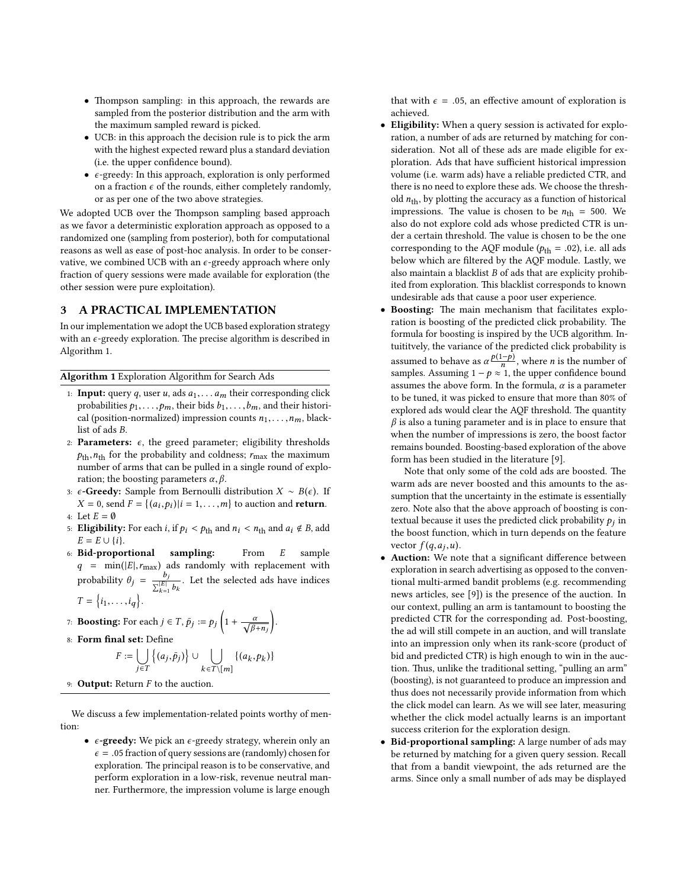- Thompson sampling: in this approach, the rewards are sampled from the posterior distribution and the arm with the maximum sampled reward is picked.
- UCB: in this approach the decision rule is to pick the arm with the highest expected reward plus a standard deviation (i.e. the upper confidence bound).
- $\epsilon$-greedy: In this approach, exploration is only performed on a fraction $\epsilon$ of the rounds, either completely randomly, or as per one of the two above strategies.

We adopted UCB over the Thompson sampling based approach as we favor a deterministic exploration approach as opposed to a randomized one (sampling from posterior), both for computational reasons as well as ease of post-hoc analysis. In order to be conservative, we combined UCB with an $\epsilon$-greedy approach where only fraction of query sessions were made available for exploration (the other session were pure exploitation).

## 3 A PRACTICAL IMPLEMENTATION

In our implementation we adopt the UCB based exploration strategy with an $\epsilon$-greedy exploration. The precise algorithm is described in Algorithm 1.

**Algorithm 1** Exploration Algorithm for Search Ads

1: **Input:** query $q$, user $u$, ads $a_1, \ldots a_m$ their corresponding click probabilities $p_1, \ldots, p_m$, their bids $b_1, \ldots, b_m$, and their historical (position-normalized) impression counts $n_1, \ldots, n_m$, blacklist of ads $B$.

2: **Parameters:** $\epsilon$, the greed parameter; eligibility thresholds $p_{\text{th}}, n_{\text{th}}$ for the probability and coldness; $r_{\max}$ the maximum number of arms that can be pulled in a single round of exploration; the boosting parameters $\alpha, \beta$.

3: **$\epsilon$-Greedy:** Sample from Bernoulli distribution $X \sim B(\epsilon)$. If $X = 0$, send $F = \{(a_i, p_i) | i = 1, \ldots, m\}$ to auction and **return**.

4: Let $E = \emptyset$

5: **Eligibility:** For each $i$, if $p_i < p_{\text{th}}$ and $n_i < n_{\text{th}}$ and $a_i \notin B$, add $E = E \cup \{i\}$.

6: **Bid-proportional sampling:** From $E$ sample $q = \min(|E|, r_{\max})$ ads randomly with replacement with probability $\theta_j = \frac{b_j}{\sum_{k=1}^{|E|} b_k}$. Let the selected ads have indices $T = \{i_1, \ldots, i_q\}$.

7: **Boosting:** For each $j \in T$, $\bar{p}_j := p_j \left(1 + \frac{\alpha}{\sqrt{\beta + n_j}}\right)$.

8: **Form final set:** Define

$$F := \bigcup_{j \in T} \left\{(a_j, \bar{p}_j)\right\} \cup \bigcup_{k \in T \setminus [m]} \{(a_k, p_k)\}$$

9: **Output:** Return $F$ to the auction.

We discuss a few implementation-related points worthy of mention:

- **$\epsilon$-greedy:** We pick an $\epsilon$-greedy strategy, wherein only an $\epsilon = .05$ fraction of query sessions are (randomly) chosen for exploration. The principal reason is to be conservative, and perform exploration in a low-risk, revenue neutral manner. Furthermore, the impression volume is large enough that with $\epsilon = .05$, an effective amount of exploration is achieved.
- **Eligibility:** When a query session is activated for exploration, a number of ads are returned by matching for consideration. Not all of these ads are made eligible for exploration. Ads that have sufficient historical impression volume (i.e. warm ads) have a reliable predicted CTR, and there is no need to explore these ads. We choose the threshold $n_{\text{th}}$, by plotting the accuracy as a function of historical impressions. The value is chosen to be $n_{\text{th}} = 500$. We also do not explore cold ads whose predicted CTR is under a certain threshold. The value is chosen to be the one corresponding to the AQF module ($p_{\text{th}} = .02$), i.e. all ads below which are filtered by the AQF module. Lastly, we also maintain a blacklist $B$ of ads that are explicity prohibited from exploration. This blacklist corresponds to known undesirable ads that cause a poor user experience.
- **Boosting:** The main mechanism that facilitates exploration is boosting of the predicted click probability. The formula for boosting is inspired by the UCB algorithm. Intuititvely, the variance of the predicted click probability is assumed to behave as $\alpha \frac{p(1-p)}{n}$, where $n$ is the number of samples. Assuming $1 - p \approx 1$, the upper confidence bound assumes the above form. In the formula, $\alpha$ is a parameter to be tuned, it was picked to ensure that more than 80% of explored ads would clear the AQF threshold. The quantity $\beta$ is also a tuning parameter and is in place to ensure that when the number of impressions is zero, the boost factor remains bounded. Boosting-based exploration of the above form has been studied in the literature [9].

  Note that only some of the cold ads are boosted. The warm ads are never boosted and this amounts to the assumption that the uncertainty in the estimate is essentially zero. Note also that the above approach of boosting is contextual because it uses the predicted click probability $p_j$ in the boost function, which in turn depends on the feature vector $f(q, a_j, u)$.
- **Auction:** We note that a significant difference between exploration in search advertising as opposed to the conventional multi-armed bandit problems (e.g. recommending news articles, see [9]) is the presence of the auction. In our context, pulling an arm is tantamount to boosting the predicted CTR for the corresponding ad. Post-boosting, the ad will still compete in an auction, and will translate into an impression only when its rank-score (product of bid and predicted CTR) is high enough to win in the auction. Thus, unlike the traditional setting, "pulling an arm" (boosting), is not guaranteed to produce an impression and thus does not necessarily provide information from which the click model can learn. As we will see later, measuring whether the click model actually learns is an important success criterion for the exploration design.
- **Bid-proportional sampling:** A large number of ads may be returned by matching for a given query session. Recall that from a bandit viewpoint, the ads returned are the arms. Since only a small number of ads may be displayed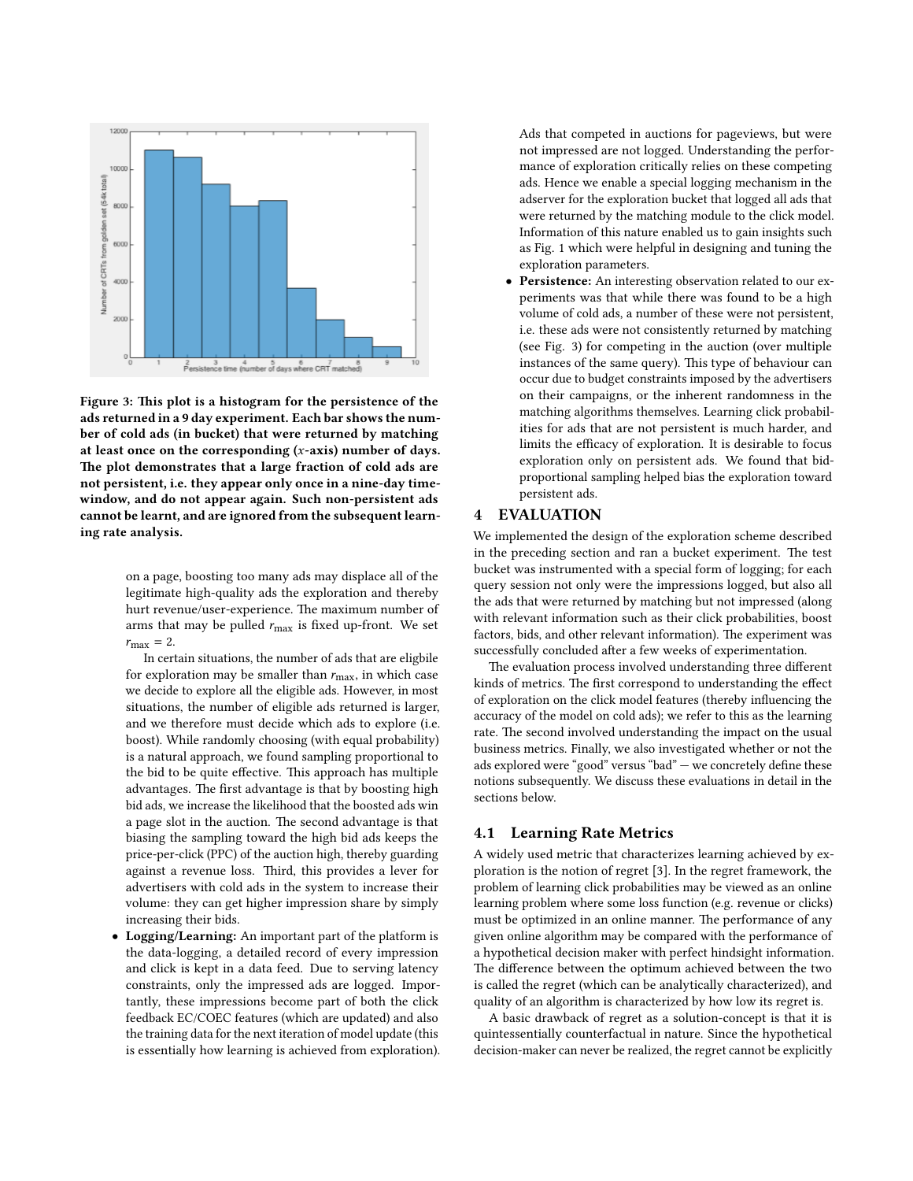12000

10000

8000

6000

4000

2000

0

Number of CRTs from golden set (54k total)

0 1 2 3 4 5 6 7 8 9 10

Persistence time (number of days where CRT matched)

**Figure 3: This plot is a histogram for the persistence of the ads returned in a 9 day experiment. Each bar shows the number of cold ads (in bucket) that were returned by matching at least once on the corresponding ($x$-axis) number of days. The plot demonstrates that a large fraction of cold ads are not persistent, i.e. they appear only once in a nine-day time-window, and do not appear again. Such non-persistent ads cannot be learnt, and are ignored from the subsequent learning rate analysis.**

on a page, boosting too many ads may displace all of the legitimate high-quality ads the exploration and thereby hurt revenue/user-experience. The maximum number of arms that may be pulled $r_{\max}$ is fixed up-front. We set $r_{\max} = 2$.

In certain situations, the number of ads that are eligbile for exploration may be smaller than $r_{\max}$, in which case we decide to explore all the eligible ads. However, in most situations, the number of eligible ads returned is larger, and we therefore must decide which ads to explore (i.e. boost). While randomly choosing (with equal probability) is a natural approach, we found sampling proportional to the bid to be quite effective. This approach has multiple advantages. The first advantage is that by boosting high bid ads, we increase the likelihood that the boosted ads win a page slot in the auction. The second advantage is that biasing the sampling toward the high bid ads keeps the price-per-click (PPC) of the auction high, thereby guarding against a revenue loss. Third, this provides a lever for advertisers with cold ads in the system to increase their volume: they can get higher impression share by simply increasing their bids.

- **Logging/Learning:** An important part of the platform is the data-logging, a detailed record of every impression and click is kept in a data feed. Due to serving latency constraints, only the impressed ads are logged. Importantly, these impressions become part of both the click feedback EC/COEC features (which are updated) and also the training data for the next iteration of model update (this is essentially how learning is achieved from exploration). Ads that competed in auctions for pageviews, but were not impressed are not logged. Understanding the performance of exploration critically relies on these competing ads. Hence we enable a special logging mechanism in the adserver for the exploration bucket that logged all ads that were returned by the matching module to the click model. Information of this nature enabled us to gain insights such as Fig. 1 which were helpful in designing and tuning the exploration parameters.
- **Persistence:** An interesting observation related to our experiments was that while there was found to be a high volume of cold ads, a number of these were not persistent, i.e. these ads were not consistently returned by matching (see Fig. 3) for competing in the auction (over multiple instances of the same query). This type of behaviour can occur due to budget constraints imposed by the advertisers on their campaigns, or the inherent randomness in the matching algorithms themselves. Learning click probabilities for ads that are not persistent is much harder, and limits the efficacy of exploration. It is desirable to focus exploration only on persistent ads. We found that bid-proportional sampling helped bias the exploration toward persistent ads.

## 4 EVALUATION

We implemented the design of the exploration scheme described in the preceding section and ran a bucket experiment. The test bucket was instrumented with a special form of logging; for each query session not only were the impressions logged, but also all the ads that were returned by matching but not impressed (along with relevant information such as their click probabilities, boost factors, bids, and other relevant information). The experiment was successfully concluded after a few weeks of experimentation.

The evaluation process involved understanding three different kinds of metrics. The first correspond to understanding the effect of exploration on the click model features (thereby influencing the accuracy of the model on cold ads); we refer to this as the learning rate. The second involved understanding the impact on the usual business metrics. Finally, we also investigated whether or not the ads explored were "good" versus "bad" — we concretely define these notions subsequently. We discuss these evaluations in detail in the sections below.

### 4.1 Learning Rate Metrics

A widely used metric that characterizes learning achieved by exploration is the notion of regret [3]. In the regret framework, the problem of learning click probabilities may be viewed as an online learning problem where some loss function (e.g. revenue or clicks) must be optimized in an online manner. The performance of any given online algorithm may be compared with the performance of a hypothetical decision maker with perfect hindsight information. The difference between the optimum achieved between the two is called the regret (which can be analytically characterized), and quality of an algorithm is characterized by how low its regret is.

A basic drawback of regret as a solution-concept is that it is quintessentially counterfactual in nature. Since the hypothetical decision-maker can never be realized, the regret cannot be explicitly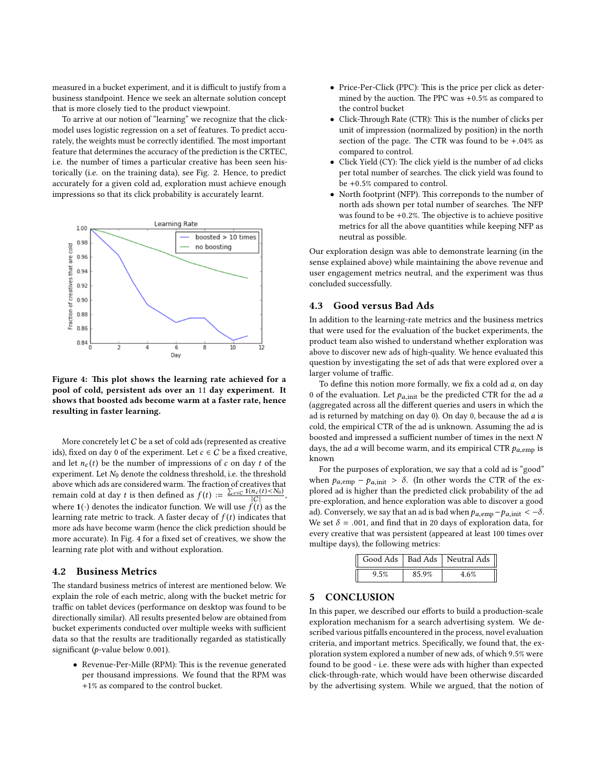measured in a bucket experiment, and it is difficult to justify from a business standpoint. Hence we seek an alternate solution concept that is more closely tied to the product viewpoint.

To arrive at our notion of "learning" we recognize that the click-model uses logistic regression on a set of features. To predict accurately, the weights must be correctly identified. The most important feature that determines the accuracy of the prediction is the CRTEC, i.e. the number of times a particular creative has been seen historically (i.e. on the training data), see Fig. 2. Hence, to predict accurately for a given cold ad, exploration must achieve enough impressions so that its click probability is accurately learnt.

**Figure 4: This plot shows the learning rate achieved for a pool of cold, persistent ads over an 11 day experiment. It shows that boosted ads become warm at a faster rate, hence resulting in faster learning.**

More concretely let $C$ be a set of cold ads (represented as creative ids), fixed on day 0 of the experiment. Let $c \in C$ be a fixed creative, and let $n_c(t)$ be the number of impressions of $c$ on day $t$ of the experiment. Let $N_0$ denote the coldness threshold, i.e. the threshold above which ads are considered warm. The fraction of creatives that remain cold at day $t$ is then defined as $f(t) := \frac{\sum_{c \in C} \mathbf{1}(n_c(t) < N_0)}{|C|}$, where $\mathbf{1}(\cdot)$ denotes the indicator function. We will use $f(t)$ as the learning rate metric to track. A faster decay of $f(t)$ indicates that more ads have become warm (hence the click prediction should be more accurate). In Fig. 4 for a fixed set of creatives, we show the learning rate plot with and without exploration.

## 4.2 Business Metrics

The standard business metrics of interest are mentioned below. We explain the role of each metric, along with the bucket metric for traffic on tablet devices (performance on desktop was found to be directionally similar). All results presented below are obtained from bucket experiments conducted over multiple weeks with sufficient data so that the results are traditionally regarded as statistically significant ($p$-value below 0.001).

- Revenue-Per-Mille (RPM): This is the revenue generated per thousand impressions. We found that the RPM was +1% as compared to the control bucket.
- Price-Per-Click (PPC): This is the price per click as determined by the auction. The PPC was +0.5% as compared to the control bucket
- Click-Through Rate (CTR): This is the number of clicks per unit of impression (normalized by position) in the north section of the page. The CTR was found to be +.04% as compared to control.
- Click Yield (CY): The click yield is the number of ad clicks per total number of searches. The click yield was found to be +0.5% compared to control.
- North footprint (NFP). This correponds to the number of north ads shown per total number of searches. The NFP was found to be +0.2%. The objective is to achieve positive metrics for all the above quantities while keeping NFP as neutral as possible.

Our exploration design was able to demonstrate learning (in the sense explained above) while maintaining the above revenue and user engagement metrics neutral, and the experiment was thus concluded successfully.

## 4.3 Good versus Bad Ads

In addition to the learning-rate metrics and the business metrics that were used for the evaluation of the bucket experiments, the product team also wished to understand whether exploration was above to discover new ads of high-quality. We hence evaluated this question by investigating the set of ads that were explored over a larger volume of traffic.

To define this notion more formally, we fix a cold ad $a$, on day 0 of the evaluation. Let $p_{a,\text{init}}$ be the predicted CTR for the ad $a$ (aggregated across all the different queries and users in which the ad is returned by matching on day 0). On day 0, because the ad $a$ is cold, the empirical CTR of the ad is unknown. Assuming the ad is boosted and impressed a sufficient number of times in the next $N$ days, the ad $a$ will become warm, and its empirical CTR $p_{a,\text{emp}}$ is known

For the purposes of exploration, we say that a cold ad is "good" when $p_{a,\text{emp}} - p_{a,\text{init}} > \delta$. (In other words the CTR of the explored ad is higher than the predicted click probability of the ad pre-exploration, and hence exploration was able to discover a good ad). Conversely, we say that an ad is bad when $p_{a,\text{emp}} - p_{a,\text{init}} < -\delta$. We set $\delta = .001$, and find that in 20 days of exploration data, for every creative that was persistent (appeared at least 100 times over multipe days), the following metrics:

| Good Ads | Bad Ads | Neutral Ads |
|---|---|---|
| 9.5% | 85.9% | 4.6% |

# 5 CONCLUSION

In this paper, we described our efforts to build a production-scale exploration mechanism for a search advertising system. We described various pitfalls encountered in the process, novel evaluation criteria, and important metrics. Specifically, we found that, the exploration system explored a number of new ads, of which 9.5% were found to be good - i.e. these were ads with higher than expected click-through-rate, which would have been otherwise discarded by the advertising system. While we argued, that the notion of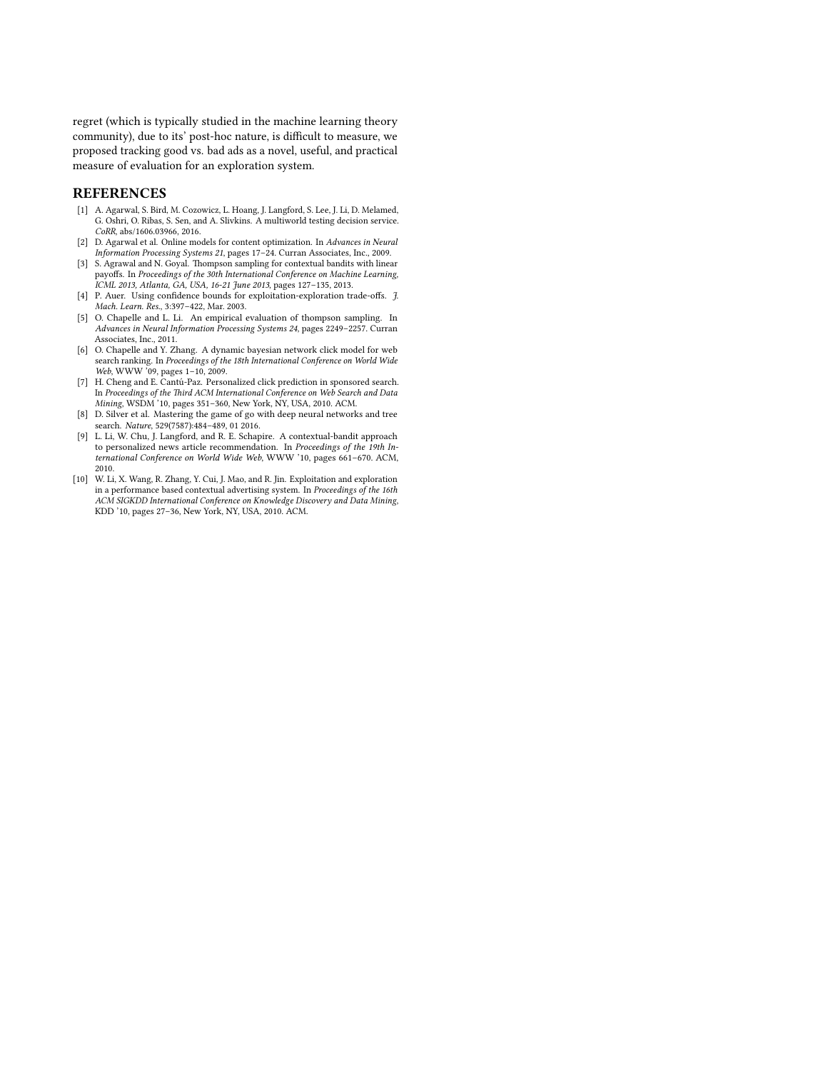regret (which is typically studied in the machine learning theory community), due to its' post-hoc nature, is difficult to measure, we proposed tracking good vs. bad ads as a novel, useful, and practical measure of evaluation for an exploration system.

## REFERENCES

- [1] A. Agarwal, S. Bird, M. Cozowicz, L. Hoang, J. Langford, S. Lee, J. Li, D. Melamed, G. Oshri, O. Ribas, S. Sen, and A. Slivkins. A multiworld testing decision service. *CoRR*, abs/1606.03966, 2016.
- [2] D. Agarwal et al. Online models for content optimization. In *Advances in Neural Information Processing Systems 21*, pages 17–24. Curran Associates, Inc., 2009.
- [3] S. Agrawal and N. Goyal. Thompson sampling for contextual bandits with linear payoffs. In *Proceedings of the 30th International Conference on Machine Learning, ICML 2013, Atlanta, GA, USA, 16-21 June 2013*, pages 127–135, 2013.
- [4] P. Auer. Using confidence bounds for exploitation-exploration trade-offs. *J. Mach. Learn. Res.*, 3:397–422, Mar. 2003.
- [5] O. Chapelle and L. Li. An empirical evaluation of thompson sampling. In *Advances in Neural Information Processing Systems 24*, pages 2249–2257. Curran Associates, Inc., 2011.
- [6] O. Chapelle and Y. Zhang. A dynamic bayesian network click model for web search ranking. In *Proceedings of the 18th International Conference on World Wide Web*, WWW '09, pages 1–10, 2009.
- [7] H. Cheng and E. Cantú-Paz. Personalized click prediction in sponsored search. In *Proceedings of the Third ACM International Conference on Web Search and Data Mining*, WSDM '10, pages 351–360, New York, NY, USA, 2010. ACM.
- [8] D. Silver et al. Mastering the game of go with deep neural networks and tree search. *Nature*, 529(7587):484–489, 01 2016.
- [9] L. Li, W. Chu, J. Langford, and R. E. Schapire. A contextual-bandit approach to personalized news article recommendation. In *Proceedings of the 19th International Conference on World Wide Web*, WWW '10, pages 661–670. ACM, 2010.
- [10] W. Li, X. Wang, R. Zhang, Y. Cui, J. Mao, and R. Jin. Exploitation and exploration in a performance based contextual advertising system. In *Proceedings of the 16th ACM SIGKDD International Conference on Knowledge Discovery and Data Mining*, KDD '10, pages 27–36, New York, NY, USA, 2010. ACM.